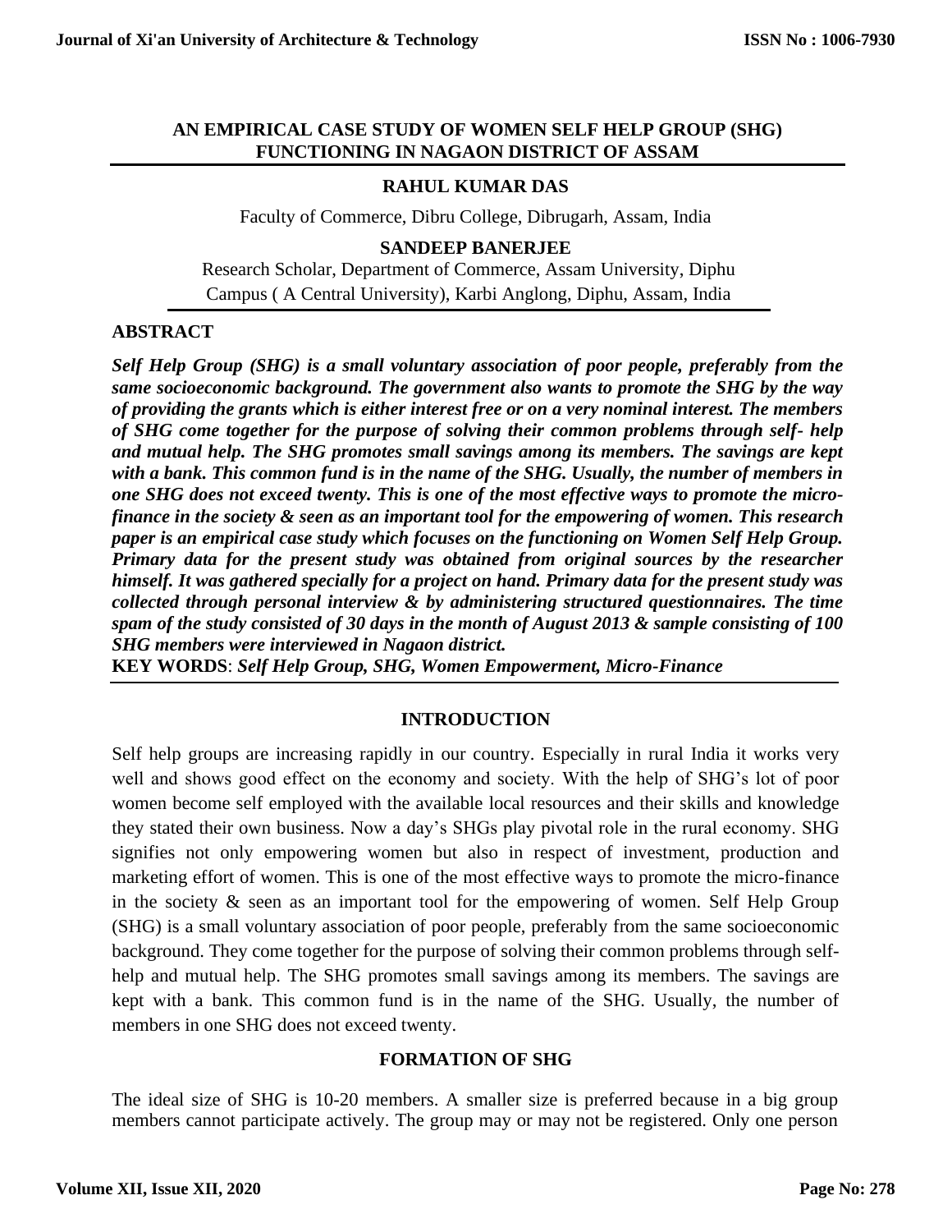# AN EMPIRICAL CASE STUDY OF WOMEN SELF HELP GROUP (SHG) FUNCTIONING IN NAGAON DISTRICT OF ASSAM

**RAHUL KUMAR DAS**

Faculty of Commerce, Dibru College, Dibrugarh, Assam, India

**SANDEEP BANERJEE**

Research Scholar, Department of Commerce, Assam University, Diphu Campus ( A Central University), Karbi Anglong, Diphu, Assam, India

## ABSTRACT

***Self Help Group (SHG) is a small voluntary association of poor people, preferably from the same socioeconomic background. The government also wants to promote the SHG by the way of providing the grants which is either interest free or on a very nominal interest. The members of SHG come together for the purpose of solving their common problems through self- help and mutual help. The SHG promotes small savings among its members. The savings are kept with a bank. This common fund is in the name of the SHG. Usually, the number of members in one SHG does not exceed twenty. This is one of the most effective ways to promote the micro-finance in the society & seen as an important tool for the empowering of women. This research paper is an empirical case study which focuses on the functioning on Women Self Help Group. Primary data for the present study was obtained from original sources by the researcher himself. It was gathered specially for a project on hand. Primary data for the present study was collected through personal interview & by administering structured questionnaires. The time spam of the study consisted of 30 days in the month of August 2013 & sample consisting of 100 SHG members were interviewed in Nagaon district.***

**KEY WORDS**: ***Self Help Group, SHG, Women Empowerment, Micro-Finance***

## INTRODUCTION

Self help groups are increasing rapidly in our country. Especially in rural India it works very well and shows good effect on the economy and society. With the help of SHG's lot of poor women become self employed with the available local resources and their skills and knowledge they stated their own business. Now a day's SHGs play pivotal role in the rural economy. SHG signifies not only empowering women but also in respect of investment, production and marketing effort of women. This is one of the most effective ways to promote the micro-finance in the society & seen as an important tool for the empowering of women. Self Help Group (SHG) is a small voluntary association of poor people, preferably from the same socioeconomic background. They come together for the purpose of solving their common problems through self-help and mutual help. The SHG promotes small savings among its members. The savings are kept with a bank. This common fund is in the name of the SHG. Usually, the number of members in one SHG does not exceed twenty.

## FORMATION OF SHG

The ideal size of SHG is 10-20 members. A smaller size is preferred because in a big group members cannot participate actively. The group may or may not be registered. Only one person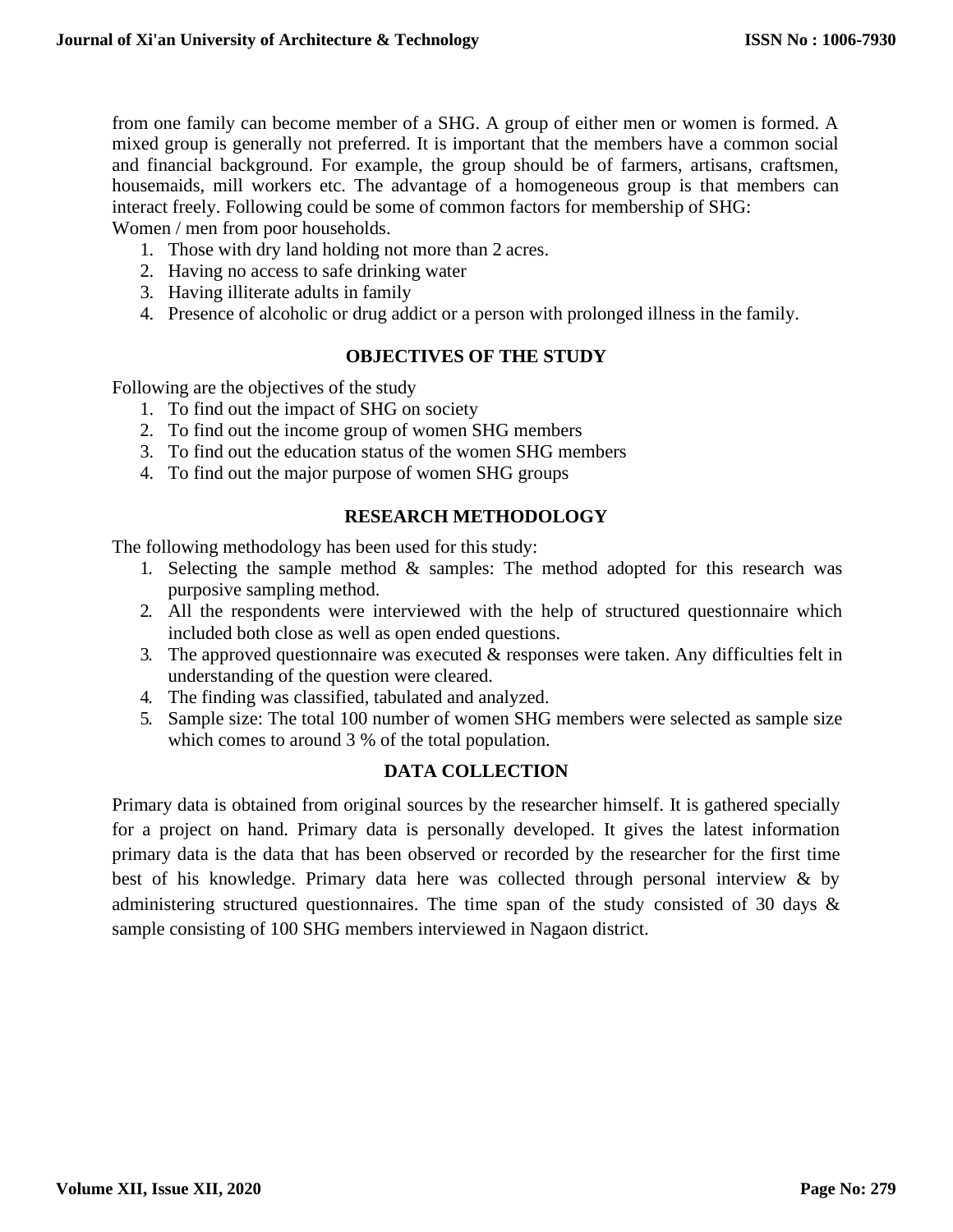from one family can become member of a SHG. A group of either men or women is formed. A mixed group is generally not preferred. It is important that the members have a common social and financial background. For example, the group should be of farmers, artisans, craftsmen, housemaids, mill workers etc. The advantage of a homogeneous group is that members can interact freely. Following could be some of common factors for membership of SHG:

Women / men from poor households.

1. Those with dry land holding not more than 2 acres.
2. Having no access to safe drinking water
3. Having illiterate adults in family
4. Presence of alcoholic or drug addict or a person with prolonged illness in the family.

## OBJECTIVES OF THE STUDY

Following are the objectives of the study

1. To find out the impact of SHG on society
2. To find out the income group of women SHG members
3. To find out the education status of the women SHG members
4. To find out the major purpose of women SHG groups

## RESEARCH METHODOLOGY

The following methodology has been used for this study:

1. Selecting the sample method & samples: The method adopted for this research was purposive sampling method.
2. All the respondents were interviewed with the help of structured questionnaire which included both close as well as open ended questions.
3. The approved questionnaire was executed & responses were taken. Any difficulties felt in understanding of the question were cleared.
4. The finding was classified, tabulated and analyzed.
5. Sample size: The total 100 number of women SHG members were selected as sample size which comes to around 3 % of the total population.

## DATA COLLECTION

Primary data is obtained from original sources by the researcher himself. It is gathered specially for a project on hand. Primary data is personally developed. It gives the latest information primary data is the data that has been observed or recorded by the researcher for the first time best of his knowledge. Primary data here was collected through personal interview & by administering structured questionnaires. The time span of the study consisted of 30 days & sample consisting of 100 SHG members interviewed in Nagaon district.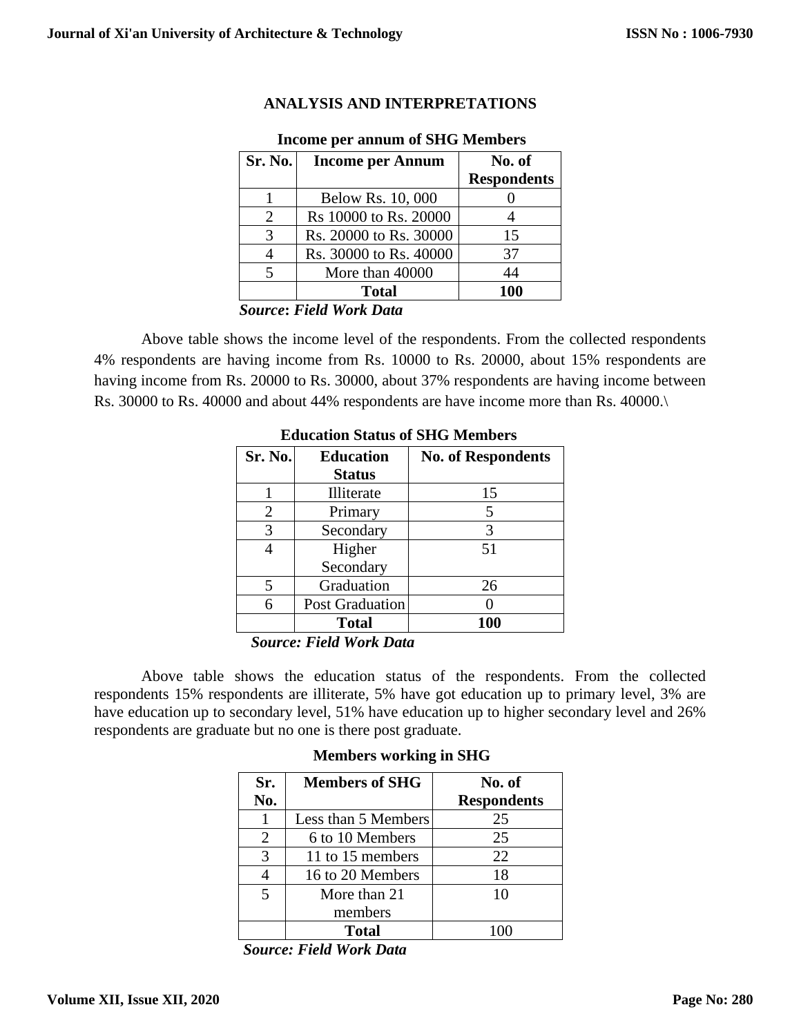## ANALYSIS AND INTERPRETATIONS

**Income per annum of SHG Members**

| Sr. No. | Income per Annum | No. of Respondents |
|---|---|---|
| 1 | Below Rs. 10, 000 | 0 |
| 2 | Rs 10000 to Rs. 20000 | 4 |
| 3 | Rs. 20000 to Rs. 30000 | 15 |
| 4 | Rs. 30000 to Rs. 40000 | 37 |
| 5 | More than 40000 | 44 |
| | **Total** | **100** |

***Source*: *Field Work Data***

Above table shows the income level of the respondents. From the collected respondents 4% respondents are having income from Rs. 10000 to Rs. 20000, about 15% respondents are having income from Rs. 20000 to Rs. 30000, about 37% respondents are having income between Rs. 30000 to Rs. 40000 and about 44% respondents are have income more than Rs. 40000.\

**Education Status of SHG Members**

| Sr. No. | Education Status | No. of Respondents |
|---|---|---|
| 1 | Illiterate | 15 |
| 2 | Primary | 5 |
| 3 | Secondary | 3 |
| 4 | Higher Secondary | 51 |
| 5 | Graduation | 26 |
| 6 | Post Graduation | 0 |
| | **Total** | **100** |

***Source: Field Work Data***

Above table shows the education status of the respondents. From the collected respondents 15% respondents are illiterate, 5% have got education up to primary level, 3% are have education up to secondary level, 51% have education up to higher secondary level and 26% respondents are graduate but no one is there post graduate.

**Members working in SHG**

| Sr. No. | Members of SHG | No. of Respondents |
|---|---|---|
| 1 | Less than 5 Members | 25 |
| 2 | 6 to 10 Members | 25 |
| 3 | 11 to 15 members | 22 |
| 4 | 16 to 20 Members | 18 |
| 5 | More than 21 members | 10 |
| | **Total** | 100 |

***Source: Field Work Data***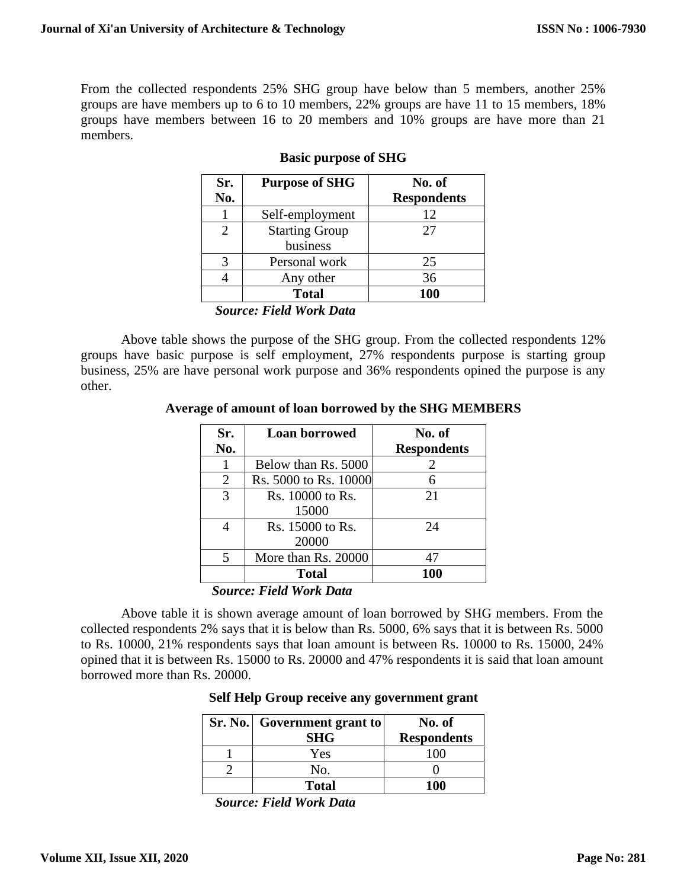From the collected respondents 25% SHG group have below than 5 members, another 25% groups are have members up to 6 to 10 members, 22% groups are have 11 to 15 members, 18% groups have members between 16 to 20 members and 10% groups are have more than 21 members.

**Basic purpose of SHG**

| Sr. No. | Purpose of SHG | No. of Respondents |
|---|---|---|
| 1 | Self-employment | 12 |
| 2 | Starting Group business | 27 |
| 3 | Personal work | 25 |
| 4 | Any other | 36 |
| | **Total** | **100** |

***Source: Field Work Data***

Above table shows the purpose of the SHG group. From the collected respondents 12% groups have basic purpose is self employment, 27% respondents purpose is starting group business, 25% are have personal work purpose and 36% respondents opined the purpose is any other.

**Average of amount of loan borrowed by the SHG MEMBERS**

| Sr. No. | Loan borrowed | No. of Respondents |
|---|---|---|
| 1 | Below than Rs. 5000 | 2 |
| 2 | Rs. 5000 to Rs. 10000 | 6 |
| 3 | Rs. 10000 to Rs. 15000 | 21 |
| 4 | Rs. 15000 to Rs. 20000 | 24 |
| 5 | More than Rs. 20000 | 47 |
| | **Total** | **100** |

***Source: Field Work Data***

Above table it is shown average amount of loan borrowed by SHG members. From the collected respondents 2% says that it is below than Rs. 5000, 6% says that it is between Rs. 5000 to Rs. 10000, 21% respondents says that loan amount is between Rs. 10000 to Rs. 15000, 24% opined that it is between Rs. 15000 to Rs. 20000 and 47% respondents it is said that loan amount borrowed more than Rs. 20000.

**Self Help Group receive any government grant**

| Sr. No. | Government grant to SHG | No. of Respondents |
|---|---|---|
| 1 | Yes | 100 |
| 2 | No. | 0 |
| | **Total** | **100** |

***Source: Field Work Data***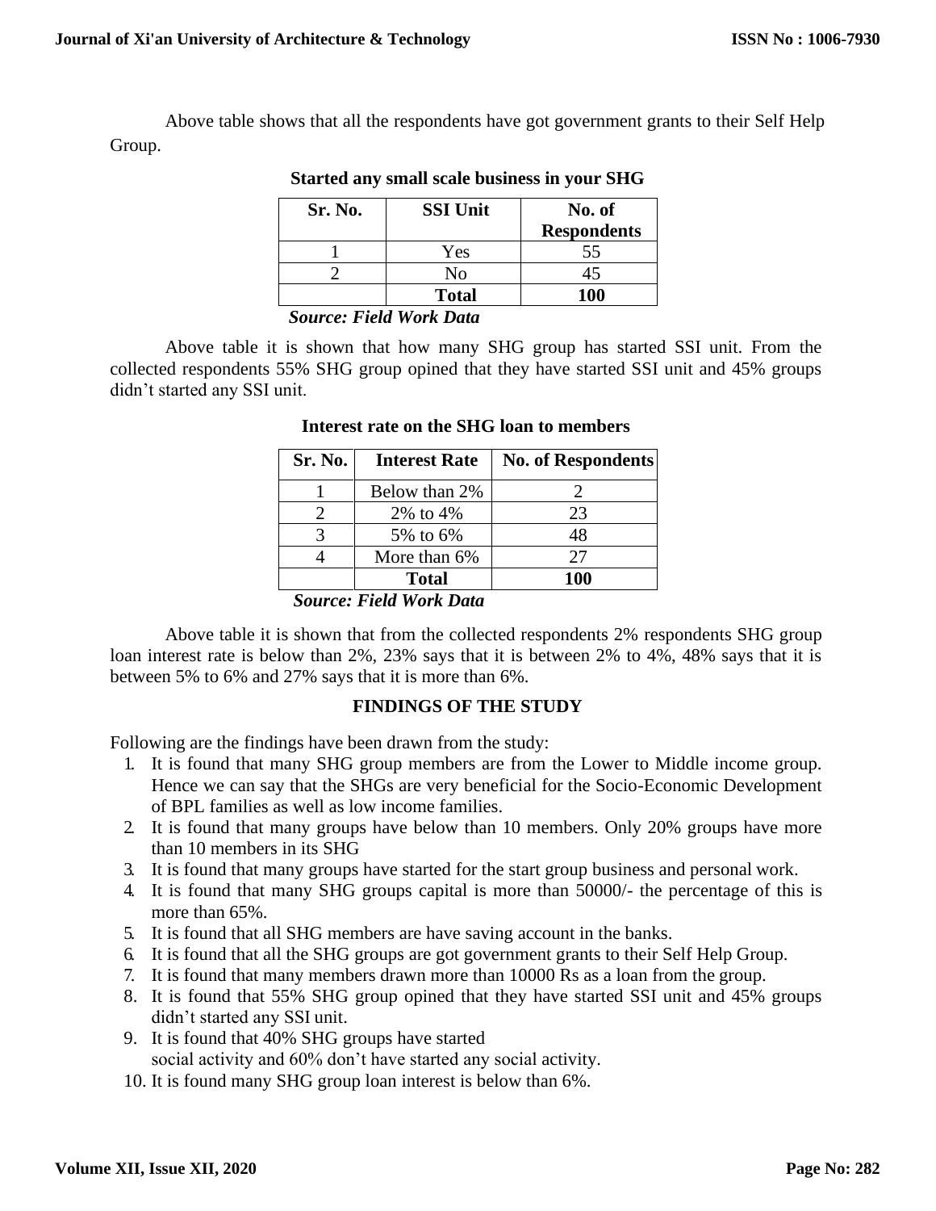Above table shows that all the respondents have got government grants to their Self Help Group.

**Started any small scale business in your SHG**

| Sr. No. | SSI Unit | No. of Respondents |
|---|---|---|
| 1 | Yes | 55 |
| 2 | No | 45 |
| | **Total** | **100** |

***Source: Field Work Data***

Above table it is shown that how many SHG group has started SSI unit. From the collected respondents 55% SHG group opined that they have started SSI unit and 45% groups didn't started any SSI unit.

**Interest rate on the SHG loan to members**

| Sr. No. | Interest Rate | No. of Respondents |
|---|---|---|
| 1 | Below than 2% | 2 |
| 2 | 2% to 4% | 23 |
| 3 | 5% to 6% | 48 |
| 4 | More than 6% | 27 |
| | **Total** | **100** |

***Source: Field Work Data***

Above table it is shown that from the collected respondents 2% respondents SHG group loan interest rate is below than 2%, 23% says that it is between 2% to 4%, 48% says that it is between 5% to 6% and 27% says that it is more than 6%.

## FINDINGS OF THE STUDY

Following are the findings have been drawn from the study:

1. It is found that many SHG group members are from the Lower to Middle income group. Hence we can say that the SHGs are very beneficial for the Socio-Economic Development of BPL families as well as low income families.
2. It is found that many groups have below than 10 members. Only 20% groups have more than 10 members in its SHG
3. It is found that many groups have started for the start group business and personal work.
4. It is found that many SHG groups capital is more than 50000/- the percentage of this is more than 65%.
5. It is found that all SHG members are have saving account in the banks.
6. It is found that all the SHG groups are got government grants to their Self Help Group.
7. It is found that many members drawn more than 10000 Rs as a loan from the group.
8. It is found that 55% SHG group opined that they have started SSI unit and 45% groups didn't started any SSI unit.
9. It is found that 40% SHG groups have started social activity and 60% don't have started any social activity.
10. It is found many SHG group loan interest is below than 6%.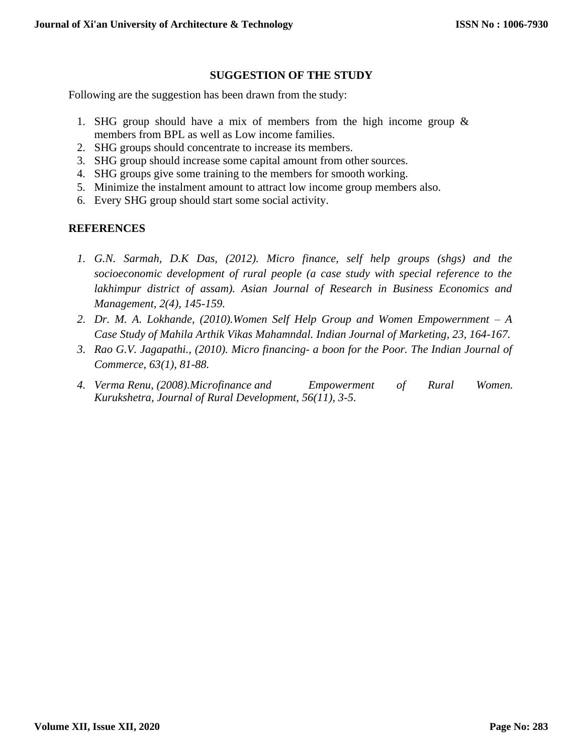## SUGGESTION OF THE STUDY

Following are the suggestion has been drawn from the study:

1. SHG group should have a mix of members from the high income group & members from BPL as well as Low income families.
2. SHG groups should concentrate to increase its members.
3. SHG group should increase some capital amount from other sources.
4. SHG groups give some training to the members for smooth working.
5. Minimize the instalment amount to attract low income group members also.
6. Every SHG group should start some social activity.

## REFERENCES

1. *G.N. Sarmah, D.K Das, (2012). Micro finance, self help groups (shgs) and the socioeconomic development of rural people (a case study with special reference to the lakhimpur district of assam). Asian Journal of Research in Business Economics and Management, 2(4), 145-159.*
2. *Dr. M. A. Lokhande, (2010).Women Self Help Group and Women Empowernment – A Case Study of Mahila Arthik Vikas Mahamndal. Indian Journal of Marketing, 23, 164-167.*
3. *Rao G.V. Jagapathi., (2010). Micro financing- a boon for the Poor. The Indian Journal of Commerce, 63(1), 81-88.*
4. *Verma Renu, (2008).Microfinance and Empowerment of Rural Women. Kurukshetra, Journal of Rural Development, 56(11), 3-5.*